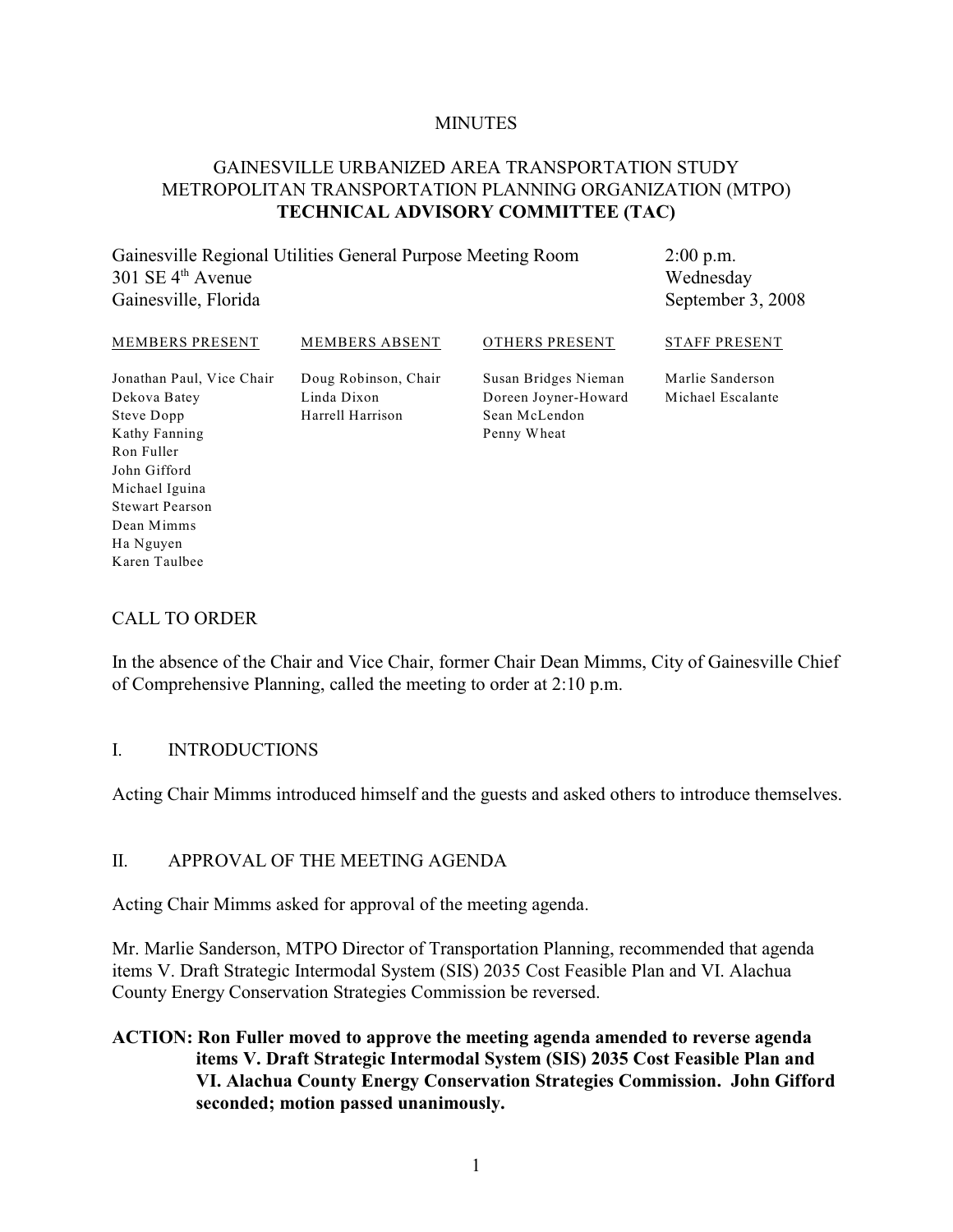MINUTES

# GAINESVILLE URBANIZED AREA TRANSPORTATION STUDY METROPOLITAN TRANSPORTATION PLANNING ORGANIZATION (MTPO) **TECHNICAL ADVISORY COMMITTEE (TAC)**

| | |
|---|---|
| Gainesville Regional Utilities General Purpose Meeting Room | 2:00 p.m. |
| 301 SE 4th Avenue | Wednesday |
| Gainesville, Florida | September 3, 2008 |

| MEMBERS PRESENT | MEMBERS ABSENT | OTHERS PRESENT | STAFF PRESENT |
|---|---|---|---|
| Jonathan Paul, Vice Chair | Doug Robinson, Chair | Susan Bridges Nieman | Marlie Sanderson |
| Dekova Batey | Linda Dixon | Doreen Joyner-Howard | Michael Escalante |
| Steve Dopp | Harrell Harrison | Sean McLendon | |
| Kathy Fanning | | Penny Wheat | |
| Ron Fuller | | | |
| John Gifford | | | |
| Michael Iguina | | | |
| Stewart Pearson | | | |
| Dean Mimms | | | |
| Ha Nguyen | | | |
| Karen Taulbee | | | |

## CALL TO ORDER

In the absence of the Chair and Vice Chair, former Chair Dean Mimms, City of Gainesville Chief of Comprehensive Planning, called the meeting to order at 2:10 p.m.

## I. INTRODUCTIONS

Acting Chair Mimms introduced himself and the guests and asked others to introduce themselves.

## II. APPROVAL OF THE MEETING AGENDA

Acting Chair Mimms asked for approval of the meeting agenda.

Mr. Marlie Sanderson, MTPO Director of Transportation Planning, recommended that agenda items V. Draft Strategic Intermodal System (SIS) 2035 Cost Feasible Plan and VI. Alachua County Energy Conservation Strategies Commission be reversed.

**ACTION: Ron Fuller moved to approve the meeting agenda amended to reverse agenda items V. Draft Strategic Intermodal System (SIS) 2035 Cost Feasible Plan and VI. Alachua County Energy Conservation Strategies Commission. John Gifford seconded; motion passed unanimously.**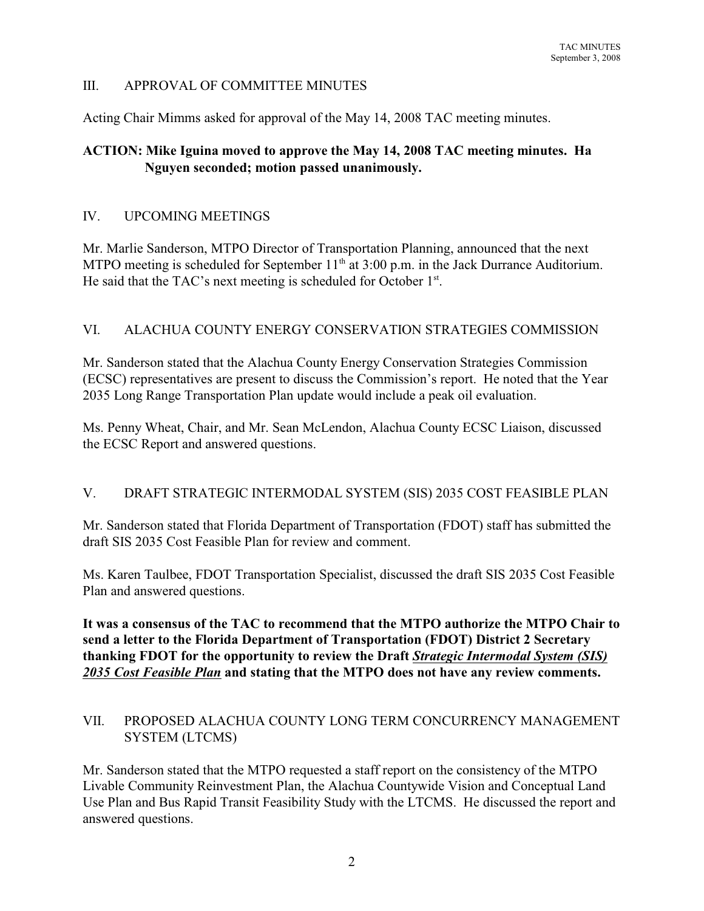## III. APPROVAL OF COMMITTEE MINUTES

Acting Chair Mimms asked for approval of the May 14, 2008 TAC meeting minutes.

**ACTION: Mike Iguina moved to approve the May 14, 2008 TAC meeting minutes. Ha Nguyen seconded; motion passed unanimously.**

## IV. UPCOMING MEETINGS

Mr. Marlie Sanderson, MTPO Director of Transportation Planning, announced that the next MTPO meeting is scheduled for September 11th at 3:00 p.m. in the Jack Durrance Auditorium. He said that the TAC's next meeting is scheduled for October 1st.

## VI. ALACHUA COUNTY ENERGY CONSERVATION STRATEGIES COMMISSION

Mr. Sanderson stated that the Alachua County Energy Conservation Strategies Commission (ECSC) representatives are present to discuss the Commission's report. He noted that the Year 2035 Long Range Transportation Plan update would include a peak oil evaluation.

Ms. Penny Wheat, Chair, and Mr. Sean McLendon, Alachua County ECSC Liaison, discussed the ECSC Report and answered questions.

## V. DRAFT STRATEGIC INTERMODAL SYSTEM (SIS) 2035 COST FEASIBLE PLAN

Mr. Sanderson stated that Florida Department of Transportation (FDOT) staff has submitted the draft SIS 2035 Cost Feasible Plan for review and comment.

Ms. Karen Taulbee, FDOT Transportation Specialist, discussed the draft SIS 2035 Cost Feasible Plan and answered questions.

**It was a consensus of the TAC to recommend that the MTPO authorize the MTPO Chair to send a letter to the Florida Department of Transportation (FDOT) District 2 Secretary thanking FDOT for the opportunity to review the Draft *Strategic Intermodal System (SIS) 2035 Cost Feasible Plan* and stating that the MTPO does not have any review comments.**

## VII. PROPOSED ALACHUA COUNTY LONG TERM CONCURRENCY MANAGEMENT SYSTEM (LTCMS)

Mr. Sanderson stated that the MTPO requested a staff report on the consistency of the MTPO Livable Community Reinvestment Plan, the Alachua Countywide Vision and Conceptual Land Use Plan and Bus Rapid Transit Feasibility Study with the LTCMS. He discussed the report and answered questions.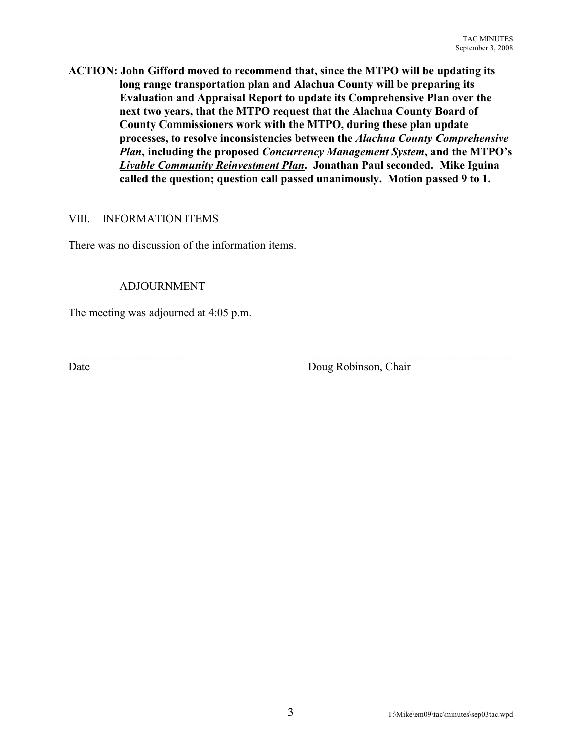**ACTION: John Gifford moved to recommend that, since the MTPO will be updating its long range transportation plan and Alachua County will be preparing its Evaluation and Appraisal Report to update its Comprehensive Plan over the next two years, that the MTPO request that the Alachua County Board of County Commissioners work with the MTPO, during these plan update processes, to resolve inconsistencies between the *<u>Alachua County Comprehensive Plan</u>*, including the proposed *<u>Concurrency Management System</u>*, and the MTPO's *<u>Livable Community Reinvestment Plan</u>*. Jonathan Paul seconded. Mike Iguina called the question; question call passed unanimously. Motion passed 9 to 1.**

## VIII. INFORMATION ITEMS

There was no discussion of the information items.

## ADJOURNMENT

The meeting was adjourned at 4:05 p.m.

\_\_\_\_\_\_\_\_\_\_\_\_\_\_\_\_\_\_\_\_\_\_\_\_\_\_\_\_\_\_\_\_ \_\_\_\_\_\_\_\_\_\_\_\_\_\_\_\_\_\_\_\_\_\_\_\_\_\_\_\_\_\_\_\_

Date Doug Robinson, Chair

T:\Mike\em09\tac\minutes\sep03tac.wpd